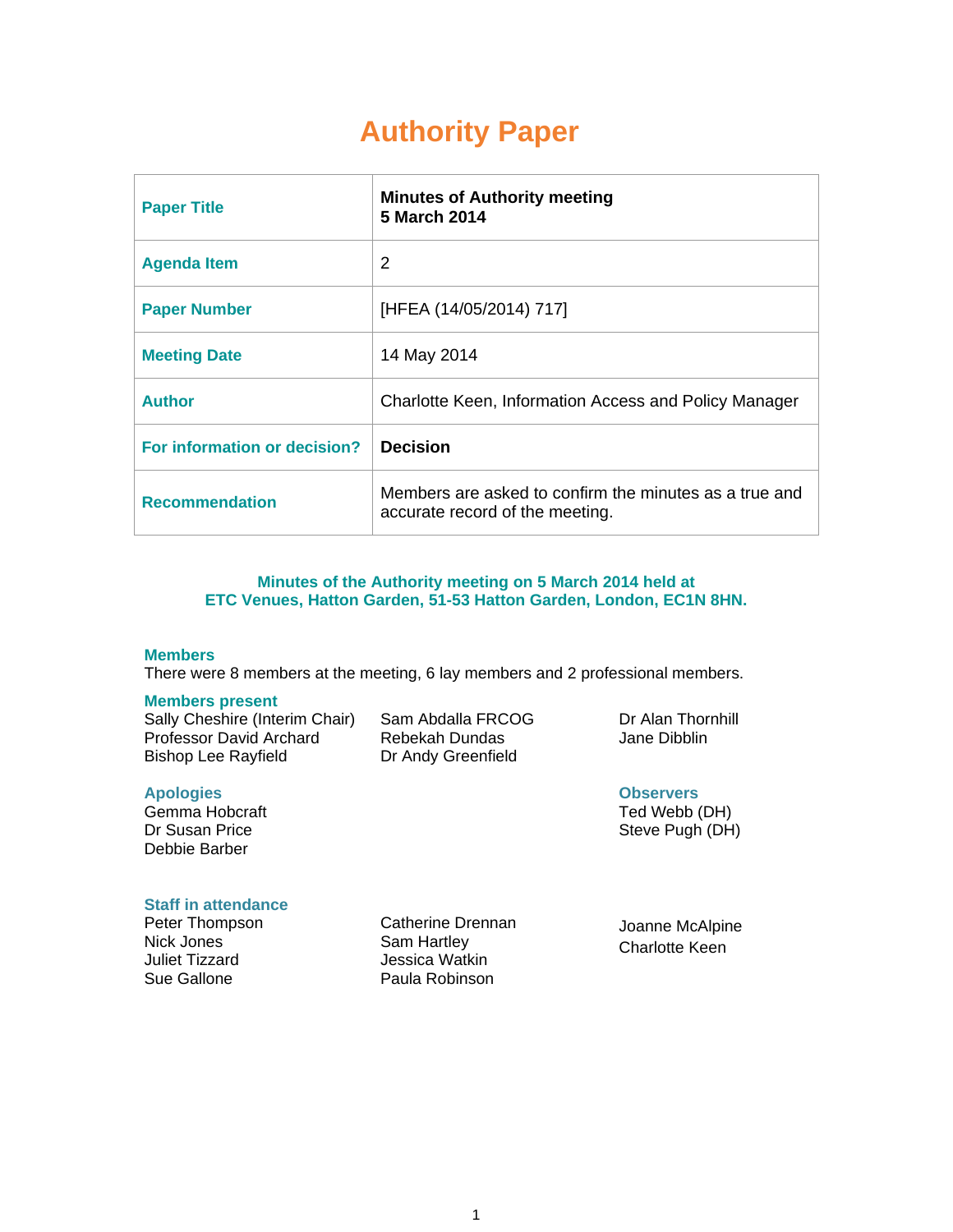# Authority Paper

| Paper Title | **Minutes of Authority meeting 5 March 2014** |
|---|---|
| Agenda Item | 2 |
| Paper Number | [HFEA (14/05/2014) 717] |
| Meeting Date | 14 May 2014 |
| Author | Charlotte Keen, Information Access and Policy Manager |
| For information or decision? | **Decision** |
| Recommendation | Members are asked to confirm the minutes as a true and accurate record of the meeting. |

## Minutes of the Authority meeting on 5 March 2014 held at ETC Venues, Hatton Garden, 51-53 Hatton Garden, London, EC1N 8HN.

### Members

There were 8 members at the meeting, 6 lay members and 2 professional members.

### Members present

Sally Cheshire (Interim Chair)
Professor David Archard
Bishop Lee Rayfield
Sam Abdalla FRCOG
Rebekah Dundas
Dr Andy Greenfield
Dr Alan Thornhill
Jane Dibblin

### Apologies

Gemma Hobcraft
Dr Susan Price
Debbie Barber

### Observers

Ted Webb (DH)
Steve Pugh (DH)

### Staff in attendance

Peter Thompson
Nick Jones
Juliet Tizzard
Sue Gallone
Catherine Drennan
Sam Hartley
Jessica Watkin
Paula Robinson
Joanne McAlpine
Charlotte Keen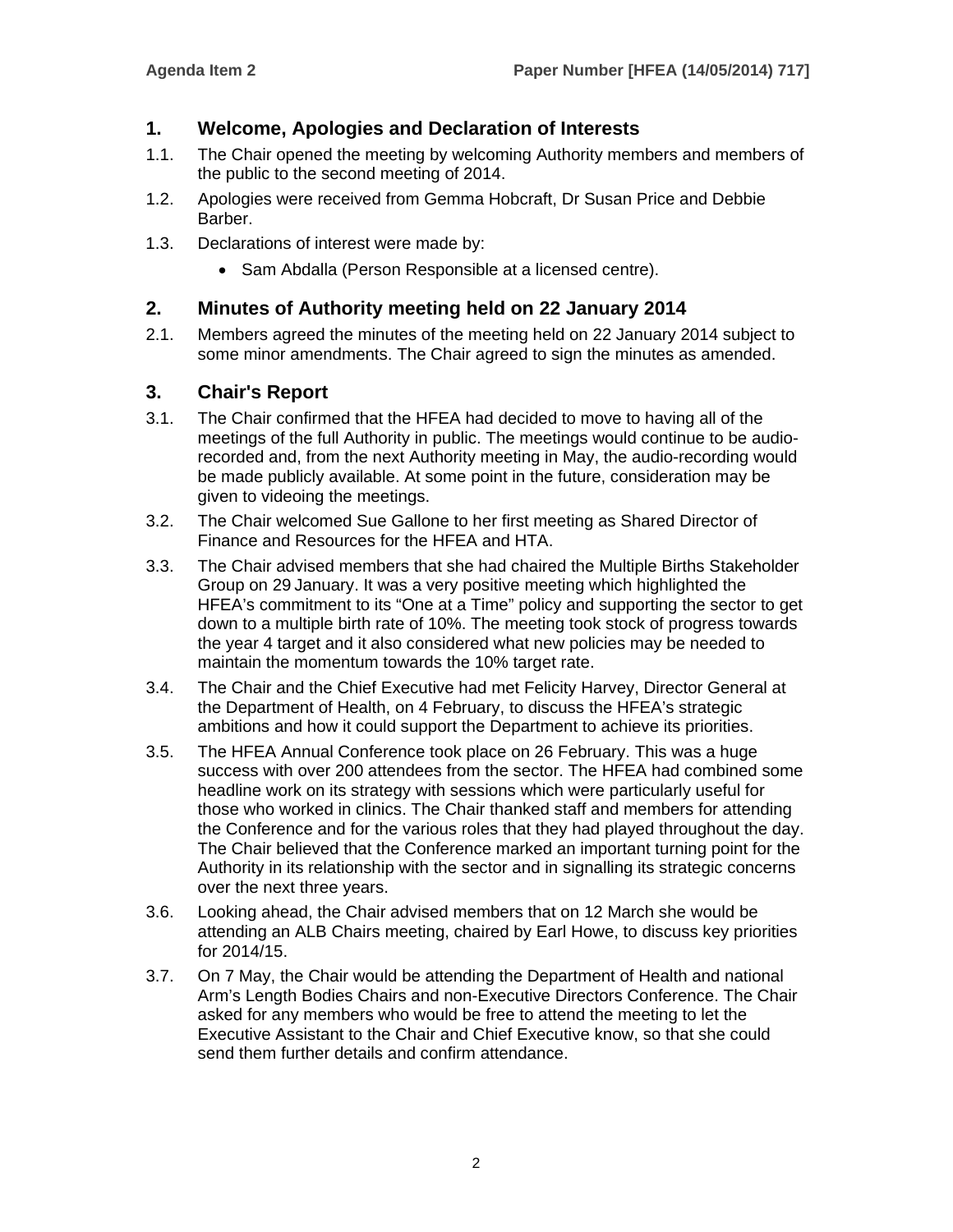## 1. Welcome, Apologies and Declaration of Interests

1.1. The Chair opened the meeting by welcoming Authority members and members of the public to the second meeting of 2014.

1.2. Apologies were received from Gemma Hobcraft, Dr Susan Price and Debbie Barber.

1.3. Declarations of interest were made by:

- Sam Abdalla (Person Responsible at a licensed centre).

## 2. Minutes of Authority meeting held on 22 January 2014

2.1. Members agreed the minutes of the meeting held on 22 January 2014 subject to some minor amendments. The Chair agreed to sign the minutes as amended.

## 3. Chair's Report

3.1. The Chair confirmed that the HFEA had decided to move to having all of the meetings of the full Authority in public. The meetings would continue to be audio-recorded and, from the next Authority meeting in May, the audio-recording would be made publicly available. At some point in the future, consideration may be given to videoing the meetings.

3.2. The Chair welcomed Sue Gallone to her first meeting as Shared Director of Finance and Resources for the HFEA and HTA.

3.3. The Chair advised members that she had chaired the Multiple Births Stakeholder Group on 29 January. It was a very positive meeting which highlighted the HFEA's commitment to its "One at a Time" policy and supporting the sector to get down to a multiple birth rate of 10%. The meeting took stock of progress towards the year 4 target and it also considered what new policies may be needed to maintain the momentum towards the 10% target rate.

3.4. The Chair and the Chief Executive had met Felicity Harvey, Director General at the Department of Health, on 4 February, to discuss the HFEA's strategic ambitions and how it could support the Department to achieve its priorities.

3.5. The HFEA Annual Conference took place on 26 February. This was a huge success with over 200 attendees from the sector. The HFEA had combined some headline work on its strategy with sessions which were particularly useful for those who worked in clinics. The Chair thanked staff and members for attending the Conference and for the various roles that they had played throughout the day. The Chair believed that the Conference marked an important turning point for the Authority in its relationship with the sector and in signalling its strategic concerns over the next three years.

3.6. Looking ahead, the Chair advised members that on 12 March she would be attending an ALB Chairs meeting, chaired by Earl Howe, to discuss key priorities for 2014/15.

3.7. On 7 May, the Chair would be attending the Department of Health and national Arm's Length Bodies Chairs and non-Executive Directors Conference. The Chair asked for any members who would be free to attend the meeting to let the Executive Assistant to the Chair and Chief Executive know, so that she could send them further details and confirm attendance.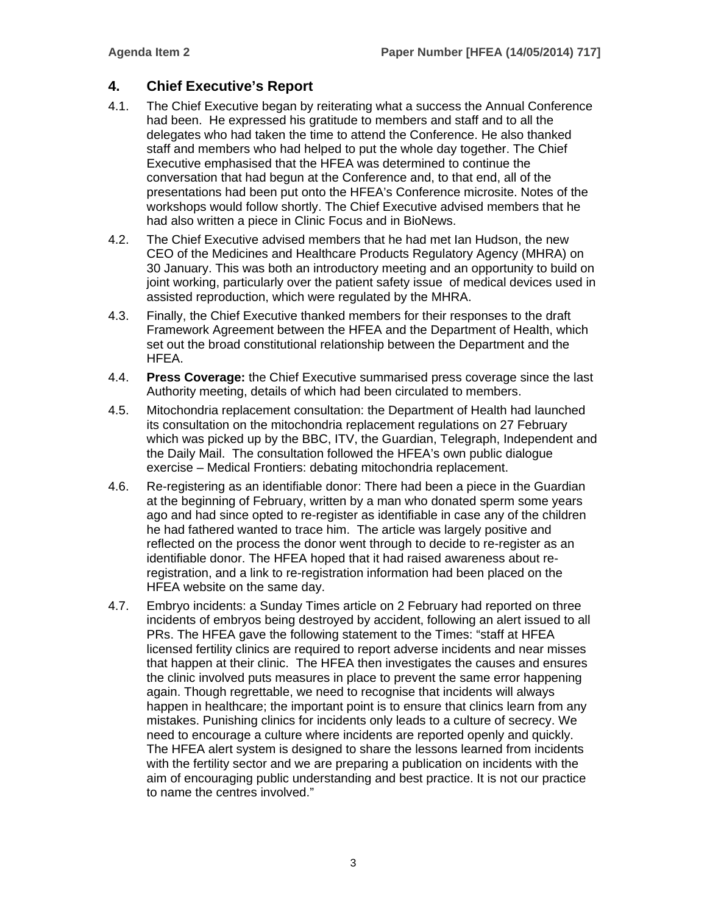## 4. Chief Executive's Report

4.1. The Chief Executive began by reiterating what a success the Annual Conference had been. He expressed his gratitude to members and staff and to all the delegates who had taken the time to attend the Conference. He also thanked staff and members who had helped to put the whole day together. The Chief Executive emphasised that the HFEA was determined to continue the conversation that had begun at the Conference and, to that end, all of the presentations had been put onto the HFEA's Conference microsite. Notes of the workshops would follow shortly. The Chief Executive advised members that he had also written a piece in Clinic Focus and in BioNews.

4.2. The Chief Executive advised members that he had met Ian Hudson, the new CEO of the Medicines and Healthcare Products Regulatory Agency (MHRA) on 30 January. This was both an introductory meeting and an opportunity to build on joint working, particularly over the patient safety issue of medical devices used in assisted reproduction, which were regulated by the MHRA.

4.3. Finally, the Chief Executive thanked members for their responses to the draft Framework Agreement between the HFEA and the Department of Health, which set out the broad constitutional relationship between the Department and the HFEA.

4.4. **Press Coverage:** the Chief Executive summarised press coverage since the last Authority meeting, details of which had been circulated to members.

4.5. Mitochondria replacement consultation: the Department of Health had launched its consultation on the mitochondria replacement regulations on 27 February which was picked up by the BBC, ITV, the Guardian, Telegraph, Independent and the Daily Mail. The consultation followed the HFEA's own public dialogue exercise – Medical Frontiers: debating mitochondria replacement.

4.6. Re-registering as an identifiable donor: There had been a piece in the Guardian at the beginning of February, written by a man who donated sperm some years ago and had since opted to re-register as identifiable in case any of the children he had fathered wanted to trace him. The article was largely positive and reflected on the process the donor went through to decide to re-register as an identifiable donor. The HFEA hoped that it had raised awareness about re-registration, and a link to re-registration information had been placed on the HFEA website on the same day.

4.7. Embryo incidents: a Sunday Times article on 2 February had reported on three incidents of embryos being destroyed by accident, following an alert issued to all PRs. The HFEA gave the following statement to the Times: "staff at HFEA licensed fertility clinics are required to report adverse incidents and near misses that happen at their clinic. The HFEA then investigates the causes and ensures the clinic involved puts measures in place to prevent the same error happening again. Though regrettable, we need to recognise that incidents will always happen in healthcare; the important point is to ensure that clinics learn from any mistakes. Punishing clinics for incidents only leads to a culture of secrecy. We need to encourage a culture where incidents are reported openly and quickly. The HFEA alert system is designed to share the lessons learned from incidents with the fertility sector and we are preparing a publication on incidents with the aim of encouraging public understanding and best practice. It is not our practice to name the centres involved."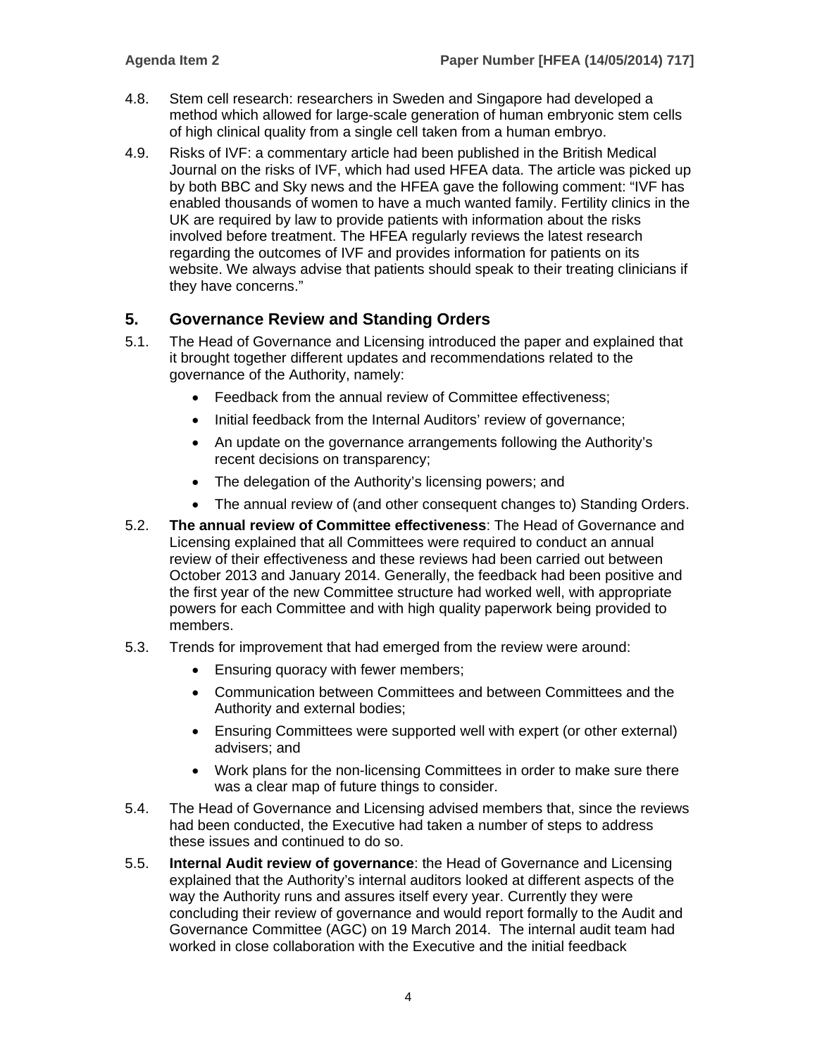4.8. Stem cell research: researchers in Sweden and Singapore had developed a method which allowed for large-scale generation of human embryonic stem cells of high clinical quality from a single cell taken from a human embryo.

4.9. Risks of IVF: a commentary article had been published in the British Medical Journal on the risks of IVF, which had used HFEA data. The article was picked up by both BBC and Sky news and the HFEA gave the following comment: "IVF has enabled thousands of women to have a much wanted family. Fertility clinics in the UK are required by law to provide patients with information about the risks involved before treatment. The HFEA regularly reviews the latest research regarding the outcomes of IVF and provides information for patients on its website. We always advise that patients should speak to their treating clinicians if they have concerns."

## 5. Governance Review and Standing Orders

5.1. The Head of Governance and Licensing introduced the paper and explained that it brought together different updates and recommendations related to the governance of the Authority, namely:

- Feedback from the annual review of Committee effectiveness;
- Initial feedback from the Internal Auditors' review of governance;
- An update on the governance arrangements following the Authority's recent decisions on transparency;
- The delegation of the Authority's licensing powers; and
- The annual review of (and other consequent changes to) Standing Orders.

5.2. **The annual review of Committee effectiveness**: The Head of Governance and Licensing explained that all Committees were required to conduct an annual review of their effectiveness and these reviews had been carried out between October 2013 and January 2014. Generally, the feedback had been positive and the first year of the new Committee structure had worked well, with appropriate powers for each Committee and with high quality paperwork being provided to members.

5.3. Trends for improvement that had emerged from the review were around:

- Ensuring quoracy with fewer members;
- Communication between Committees and between Committees and the Authority and external bodies;
- Ensuring Committees were supported well with expert (or other external) advisers; and
- Work plans for the non-licensing Committees in order to make sure there was a clear map of future things to consider.

5.4. The Head of Governance and Licensing advised members that, since the reviews had been conducted, the Executive had taken a number of steps to address these issues and continued to do so.

5.5. **Internal Audit review of governance**: the Head of Governance and Licensing explained that the Authority's internal auditors looked at different aspects of the way the Authority runs and assures itself every year. Currently they were concluding their review of governance and would report formally to the Audit and Governance Committee (AGC) on 19 March 2014. The internal audit team had worked in close collaboration with the Executive and the initial feedback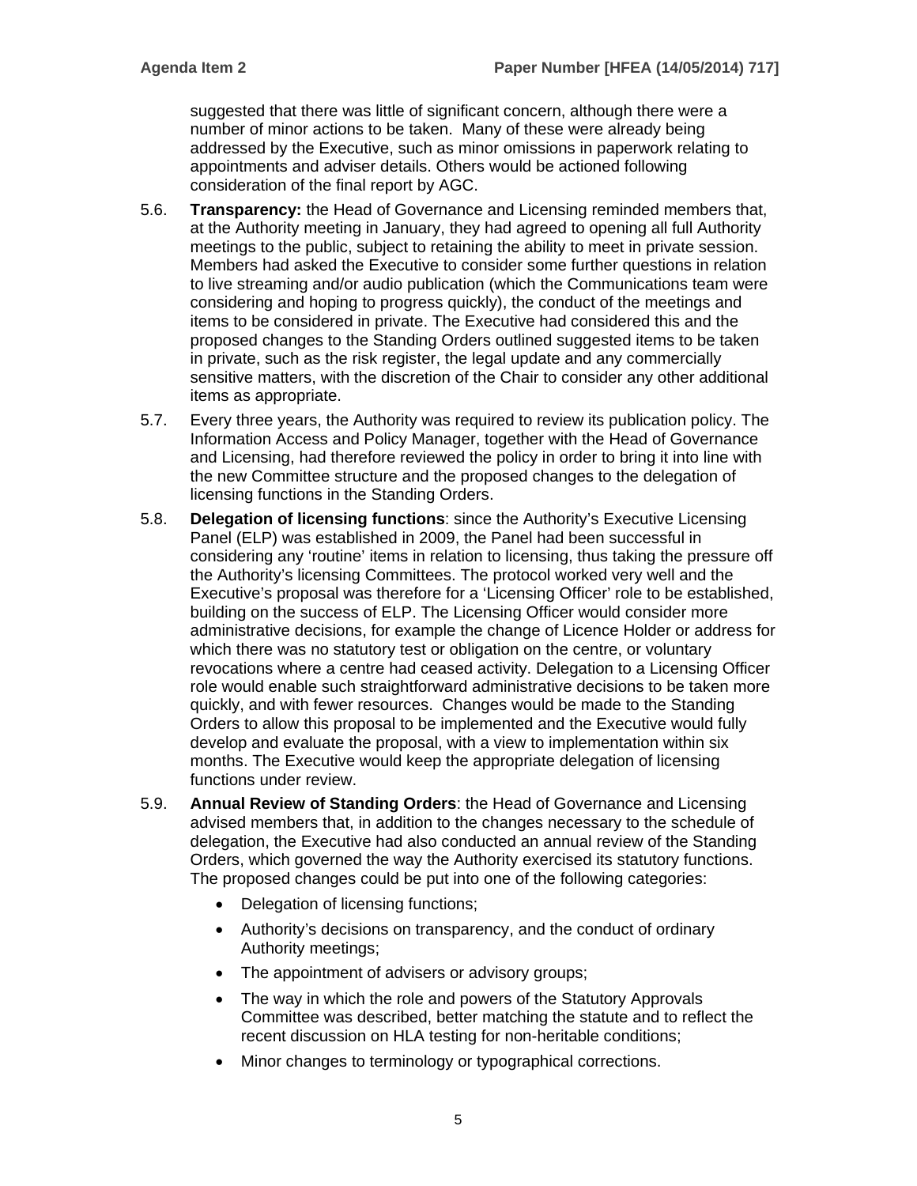suggested that there was little of significant concern, although there were a number of minor actions to be taken. Many of these were already being addressed by the Executive, such as minor omissions in paperwork relating to appointments and adviser details. Others would be actioned following consideration of the final report by AGC.

5.6. **Transparency:** the Head of Governance and Licensing reminded members that, at the Authority meeting in January, they had agreed to opening all full Authority meetings to the public, subject to retaining the ability to meet in private session. Members had asked the Executive to consider some further questions in relation to live streaming and/or audio publication (which the Communications team were considering and hoping to progress quickly), the conduct of the meetings and items to be considered in private. The Executive had considered this and the proposed changes to the Standing Orders outlined suggested items to be taken in private, such as the risk register, the legal update and any commercially sensitive matters, with the discretion of the Chair to consider any other additional items as appropriate.

5.7. Every three years, the Authority was required to review its publication policy. The Information Access and Policy Manager, together with the Head of Governance and Licensing, had therefore reviewed the policy in order to bring it into line with the new Committee structure and the proposed changes to the delegation of licensing functions in the Standing Orders.

5.8. **Delegation of licensing functions**: since the Authority's Executive Licensing Panel (ELP) was established in 2009, the Panel had been successful in considering any 'routine' items in relation to licensing, thus taking the pressure off the Authority's licensing Committees. The protocol worked very well and the Executive's proposal was therefore for a 'Licensing Officer' role to be established, building on the success of ELP. The Licensing Officer would consider more administrative decisions, for example the change of Licence Holder or address for which there was no statutory test or obligation on the centre, or voluntary revocations where a centre had ceased activity. Delegation to a Licensing Officer role would enable such straightforward administrative decisions to be taken more quickly, and with fewer resources. Changes would be made to the Standing Orders to allow this proposal to be implemented and the Executive would fully develop and evaluate the proposal, with a view to implementation within six months. The Executive would keep the appropriate delegation of licensing functions under review.

5.9. **Annual Review of Standing Orders**: the Head of Governance and Licensing advised members that, in addition to the changes necessary to the schedule of delegation, the Executive had also conducted an annual review of the Standing Orders, which governed the way the Authority exercised its statutory functions. The proposed changes could be put into one of the following categories:

- Delegation of licensing functions;
- Authority's decisions on transparency, and the conduct of ordinary Authority meetings;
- The appointment of advisers or advisory groups;
- The way in which the role and powers of the Statutory Approvals Committee was described, better matching the statute and to reflect the recent discussion on HLA testing for non-heritable conditions;
- Minor changes to terminology or typographical corrections.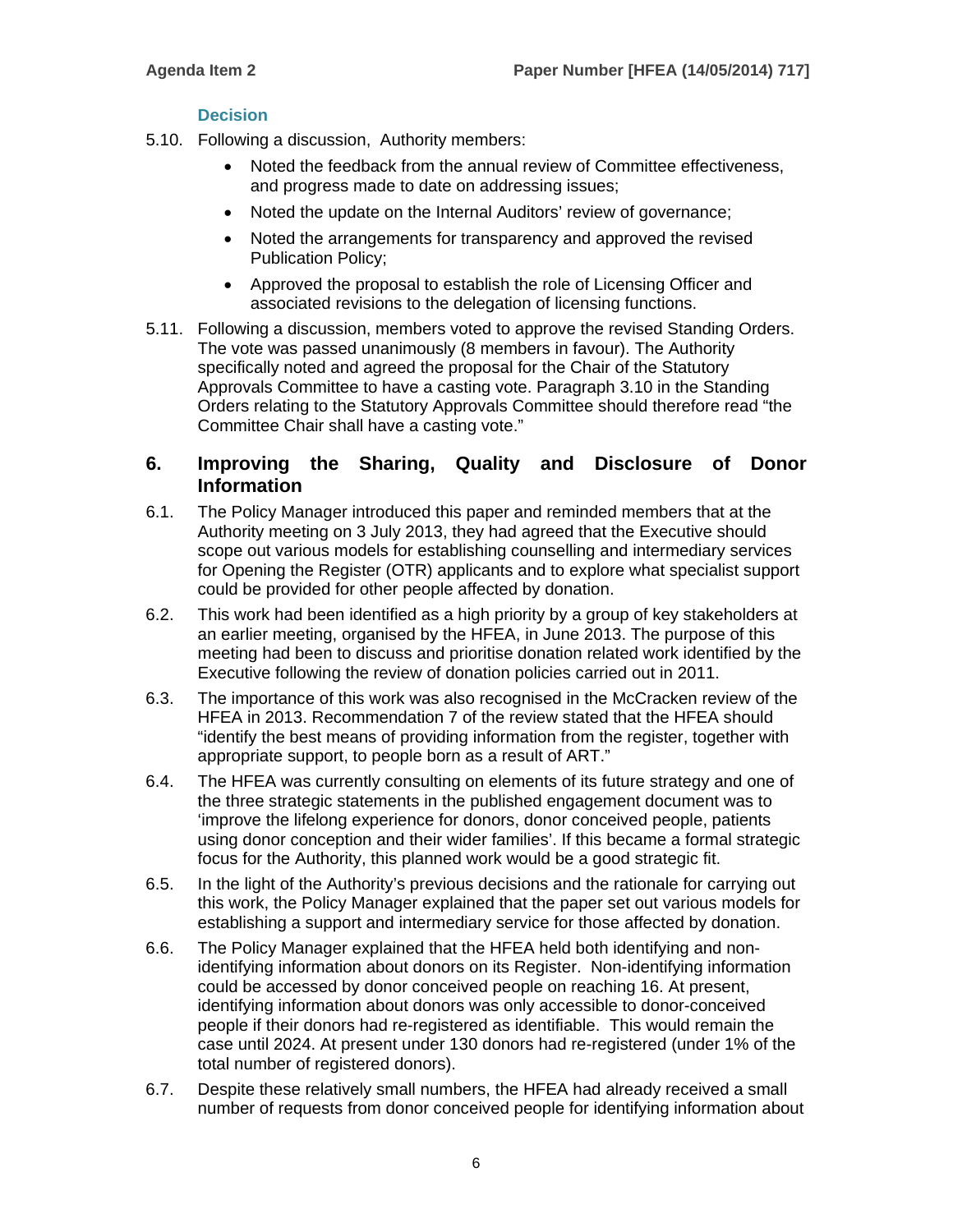### Decision

5.10. Following a discussion, Authority members:

- Noted the feedback from the annual review of Committee effectiveness, and progress made to date on addressing issues;
- Noted the update on the Internal Auditors' review of governance;
- Noted the arrangements for transparency and approved the revised Publication Policy;
- Approved the proposal to establish the role of Licensing Officer and associated revisions to the delegation of licensing functions.

5.11. Following a discussion, members voted to approve the revised Standing Orders. The vote was passed unanimously (8 members in favour). The Authority specifically noted and agreed the proposal for the Chair of the Statutory Approvals Committee to have a casting vote. Paragraph 3.10 in the Standing Orders relating to the Statutory Approvals Committee should therefore read "the Committee Chair shall have a casting vote."

## 6. Improving the Sharing, Quality and Disclosure of Donor Information

6.1. The Policy Manager introduced this paper and reminded members that at the Authority meeting on 3 July 2013, they had agreed that the Executive should scope out various models for establishing counselling and intermediary services for Opening the Register (OTR) applicants and to explore what specialist support could be provided for other people affected by donation.

6.2. This work had been identified as a high priority by a group of key stakeholders at an earlier meeting, organised by the HFEA, in June 2013. The purpose of this meeting had been to discuss and prioritise donation related work identified by the Executive following the review of donation policies carried out in 2011.

6.3. The importance of this work was also recognised in the McCracken review of the HFEA in 2013. Recommendation 7 of the review stated that the HFEA should "identify the best means of providing information from the register, together with appropriate support, to people born as a result of ART."

6.4. The HFEA was currently consulting on elements of its future strategy and one of the three strategic statements in the published engagement document was to 'improve the lifelong experience for donors, donor conceived people, patients using donor conception and their wider families'. If this became a formal strategic focus for the Authority, this planned work would be a good strategic fit.

6.5. In the light of the Authority's previous decisions and the rationale for carrying out this work, the Policy Manager explained that the paper set out various models for establishing a support and intermediary service for those affected by donation.

6.6. The Policy Manager explained that the HFEA held both identifying and non-identifying information about donors on its Register. Non-identifying information could be accessed by donor conceived people on reaching 16. At present, identifying information about donors was only accessible to donor-conceived people if their donors had re-registered as identifiable. This would remain the case until 2024. At present under 130 donors had re-registered (under 1% of the total number of registered donors).

6.7. Despite these relatively small numbers, the HFEA had already received a small number of requests from donor conceived people for identifying information about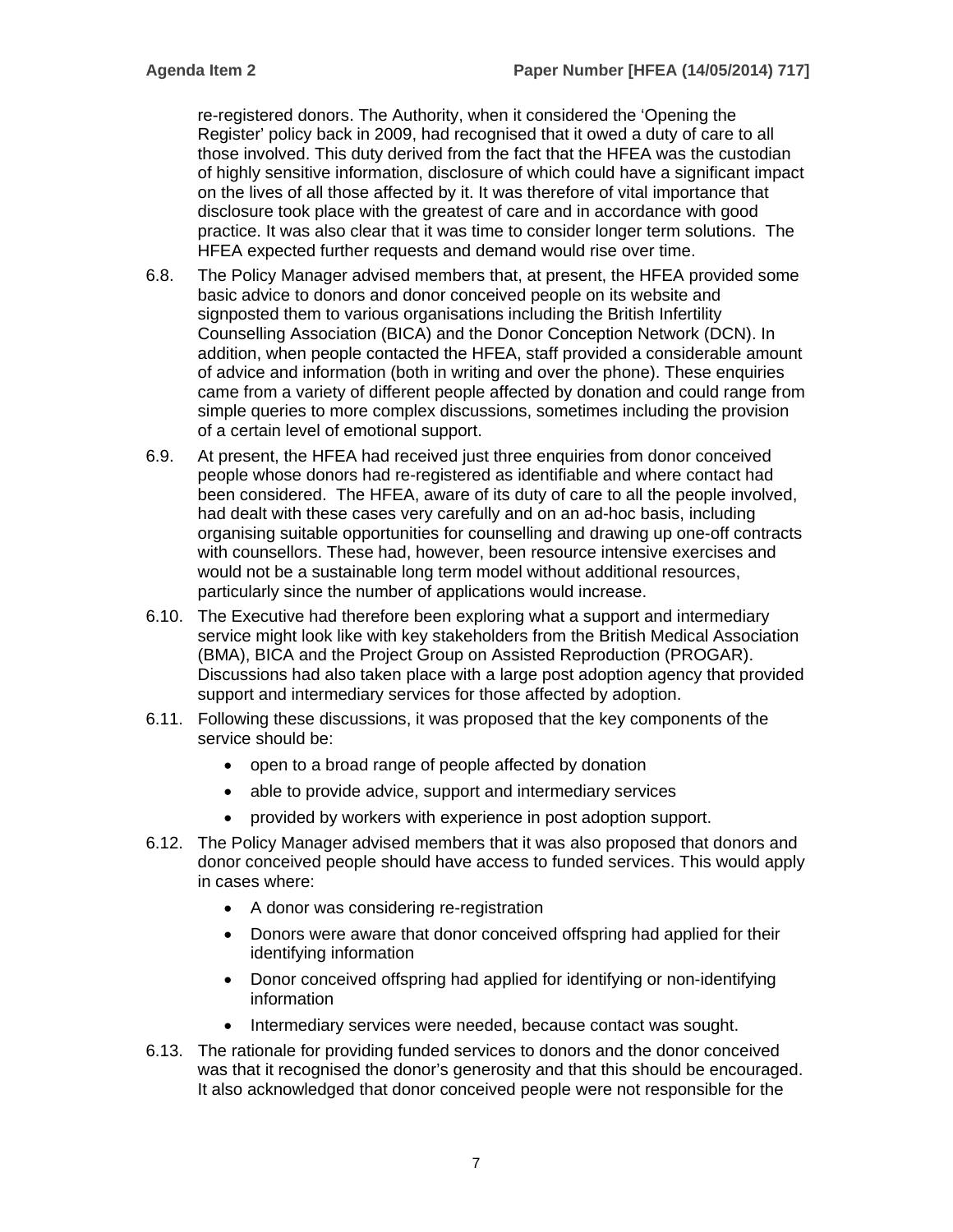re-registered donors. The Authority, when it considered the 'Opening the Register' policy back in 2009, had recognised that it owed a duty of care to all those involved. This duty derived from the fact that the HFEA was the custodian of highly sensitive information, disclosure of which could have a significant impact on the lives of all those affected by it. It was therefore of vital importance that disclosure took place with the greatest of care and in accordance with good practice. It was also clear that it was time to consider longer term solutions. The HFEA expected further requests and demand would rise over time.

6.8. The Policy Manager advised members that, at present, the HFEA provided some basic advice to donors and donor conceived people on its website and signposted them to various organisations including the British Infertility Counselling Association (BICA) and the Donor Conception Network (DCN). In addition, when people contacted the HFEA, staff provided a considerable amount of advice and information (both in writing and over the phone). These enquiries came from a variety of different people affected by donation and could range from simple queries to more complex discussions, sometimes including the provision of a certain level of emotional support.

6.9. At present, the HFEA had received just three enquiries from donor conceived people whose donors had re-registered as identifiable and where contact had been considered. The HFEA, aware of its duty of care to all the people involved, had dealt with these cases very carefully and on an ad-hoc basis, including organising suitable opportunities for counselling and drawing up one-off contracts with counsellors. These had, however, been resource intensive exercises and would not be a sustainable long term model without additional resources, particularly since the number of applications would increase.

6.10. The Executive had therefore been exploring what a support and intermediary service might look like with key stakeholders from the British Medical Association (BMA), BICA and the Project Group on Assisted Reproduction (PROGAR). Discussions had also taken place with a large post adoption agency that provided support and intermediary services for those affected by adoption.

6.11. Following these discussions, it was proposed that the key components of the service should be:

- open to a broad range of people affected by donation
- able to provide advice, support and intermediary services
- provided by workers with experience in post adoption support.

6.12. The Policy Manager advised members that it was also proposed that donors and donor conceived people should have access to funded services. This would apply in cases where:

- A donor was considering re-registration
- Donors were aware that donor conceived offspring had applied for their identifying information
- Donor conceived offspring had applied for identifying or non-identifying information
- Intermediary services were needed, because contact was sought.

6.13. The rationale for providing funded services to donors and the donor conceived was that it recognised the donor's generosity and that this should be encouraged. It also acknowledged that donor conceived people were not responsible for the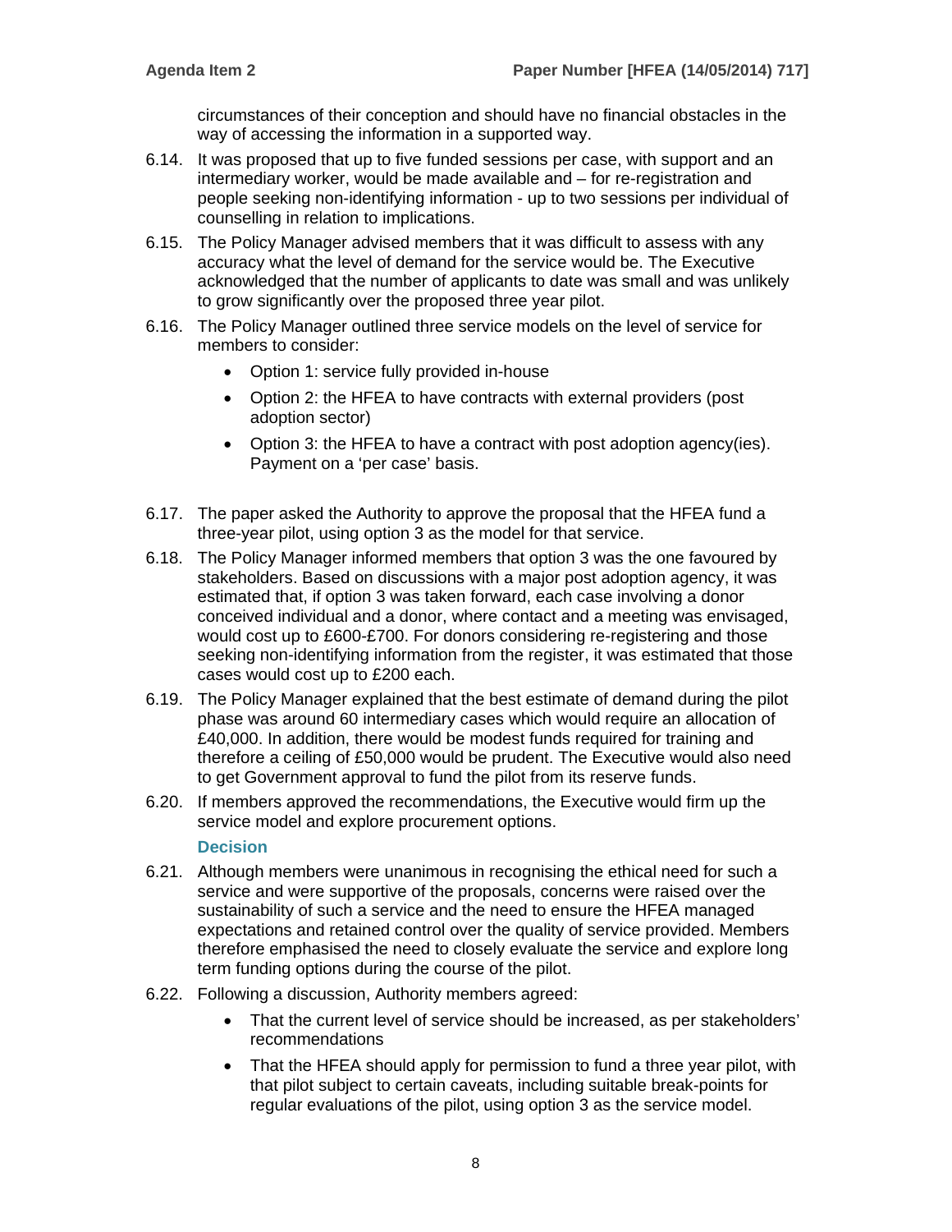circumstances of their conception and should have no financial obstacles in the way of accessing the information in a supported way.

6.14. It was proposed that up to five funded sessions per case, with support and an intermediary worker, would be made available and – for re-registration and people seeking non-identifying information - up to two sessions per individual of counselling in relation to implications.

6.15. The Policy Manager advised members that it was difficult to assess with any accuracy what the level of demand for the service would be. The Executive acknowledged that the number of applicants to date was small and was unlikely to grow significantly over the proposed three year pilot.

6.16. The Policy Manager outlined three service models on the level of service for members to consider:

- Option 1: service fully provided in-house
- Option 2: the HFEA to have contracts with external providers (post adoption sector)
- Option 3: the HFEA to have a contract with post adoption agency(ies). Payment on a 'per case' basis.

6.17. The paper asked the Authority to approve the proposal that the HFEA fund a three-year pilot, using option 3 as the model for that service.

6.18. The Policy Manager informed members that option 3 was the one favoured by stakeholders. Based on discussions with a major post adoption agency, it was estimated that, if option 3 was taken forward, each case involving a donor conceived individual and a donor, where contact and a meeting was envisaged, would cost up to £600-£700. For donors considering re-registering and those seeking non-identifying information from the register, it was estimated that those cases would cost up to £200 each.

6.19. The Policy Manager explained that the best estimate of demand during the pilot phase was around 60 intermediary cases which would require an allocation of £40,000. In addition, there would be modest funds required for training and therefore a ceiling of £50,000 would be prudent. The Executive would also need to get Government approval to fund the pilot from its reserve funds.

6.20. If members approved the recommendations, the Executive would firm up the service model and explore procurement options.

### Decision

6.21. Although members were unanimous in recognising the ethical need for such a service and were supportive of the proposals, concerns were raised over the sustainability of such a service and the need to ensure the HFEA managed expectations and retained control over the quality of service provided. Members therefore emphasised the need to closely evaluate the service and explore long term funding options during the course of the pilot.

6.22. Following a discussion, Authority members agreed:

- That the current level of service should be increased, as per stakeholders' recommendations
- That the HFEA should apply for permission to fund a three year pilot, with that pilot subject to certain caveats, including suitable break-points for regular evaluations of the pilot, using option 3 as the service model.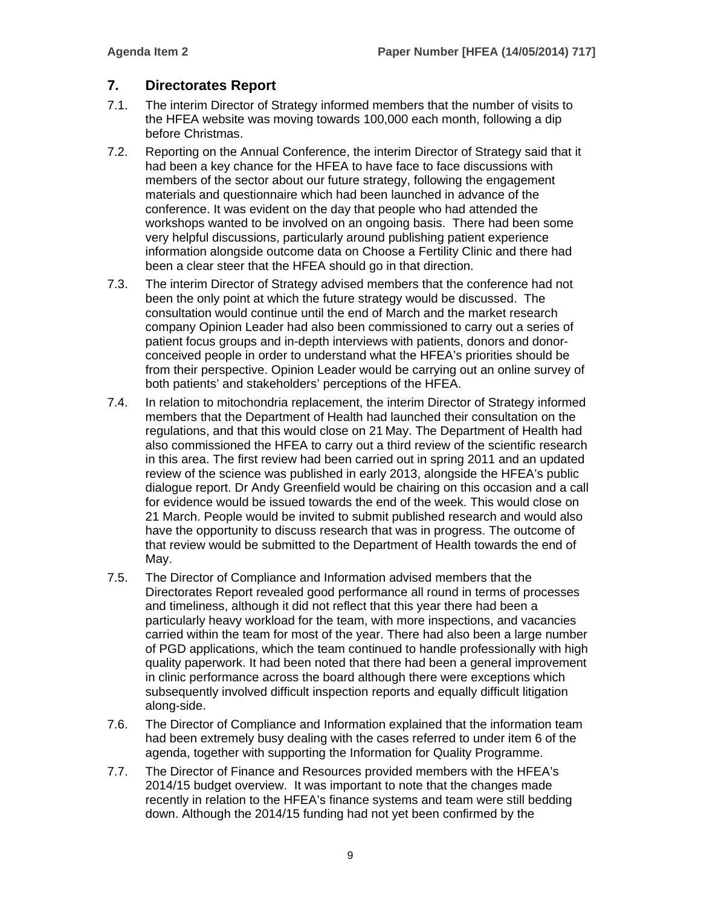## 7. Directorates Report

7.1. The interim Director of Strategy informed members that the number of visits to the HFEA website was moving towards 100,000 each month, following a dip before Christmas.

7.2. Reporting on the Annual Conference, the interim Director of Strategy said that it had been a key chance for the HFEA to have face to face discussions with members of the sector about our future strategy, following the engagement materials and questionnaire which had been launched in advance of the conference. It was evident on the day that people who had attended the workshops wanted to be involved on an ongoing basis. There had been some very helpful discussions, particularly around publishing patient experience information alongside outcome data on Choose a Fertility Clinic and there had been a clear steer that the HFEA should go in that direction.

7.3. The interim Director of Strategy advised members that the conference had not been the only point at which the future strategy would be discussed. The consultation would continue until the end of March and the market research company Opinion Leader had also been commissioned to carry out a series of patient focus groups and in-depth interviews with patients, donors and donor-conceived people in order to understand what the HFEA's priorities should be from their perspective. Opinion Leader would be carrying out an online survey of both patients' and stakeholders' perceptions of the HFEA.

7.4. In relation to mitochondria replacement, the interim Director of Strategy informed members that the Department of Health had launched their consultation on the regulations, and that this would close on 21 May. The Department of Health had also commissioned the HFEA to carry out a third review of the scientific research in this area. The first review had been carried out in spring 2011 and an updated review of the science was published in early 2013, alongside the HFEA's public dialogue report. Dr Andy Greenfield would be chairing on this occasion and a call for evidence would be issued towards the end of the week. This would close on 21 March. People would be invited to submit published research and would also have the opportunity to discuss research that was in progress. The outcome of that review would be submitted to the Department of Health towards the end of May.

7.5. The Director of Compliance and Information advised members that the Directorates Report revealed good performance all round in terms of processes and timeliness, although it did not reflect that this year there had been a particularly heavy workload for the team, with more inspections, and vacancies carried within the team for most of the year. There had also been a large number of PGD applications, which the team continued to handle professionally with high quality paperwork. It had been noted that there had been a general improvement in clinic performance across the board although there were exceptions which subsequently involved difficult inspection reports and equally difficult litigation along-side.

7.6. The Director of Compliance and Information explained that the information team had been extremely busy dealing with the cases referred to under item 6 of the agenda, together with supporting the Information for Quality Programme.

7.7. The Director of Finance and Resources provided members with the HFEA's 2014/15 budget overview. It was important to note that the changes made recently in relation to the HFEA's finance systems and team were still bedding down. Although the 2014/15 funding had not yet been confirmed by the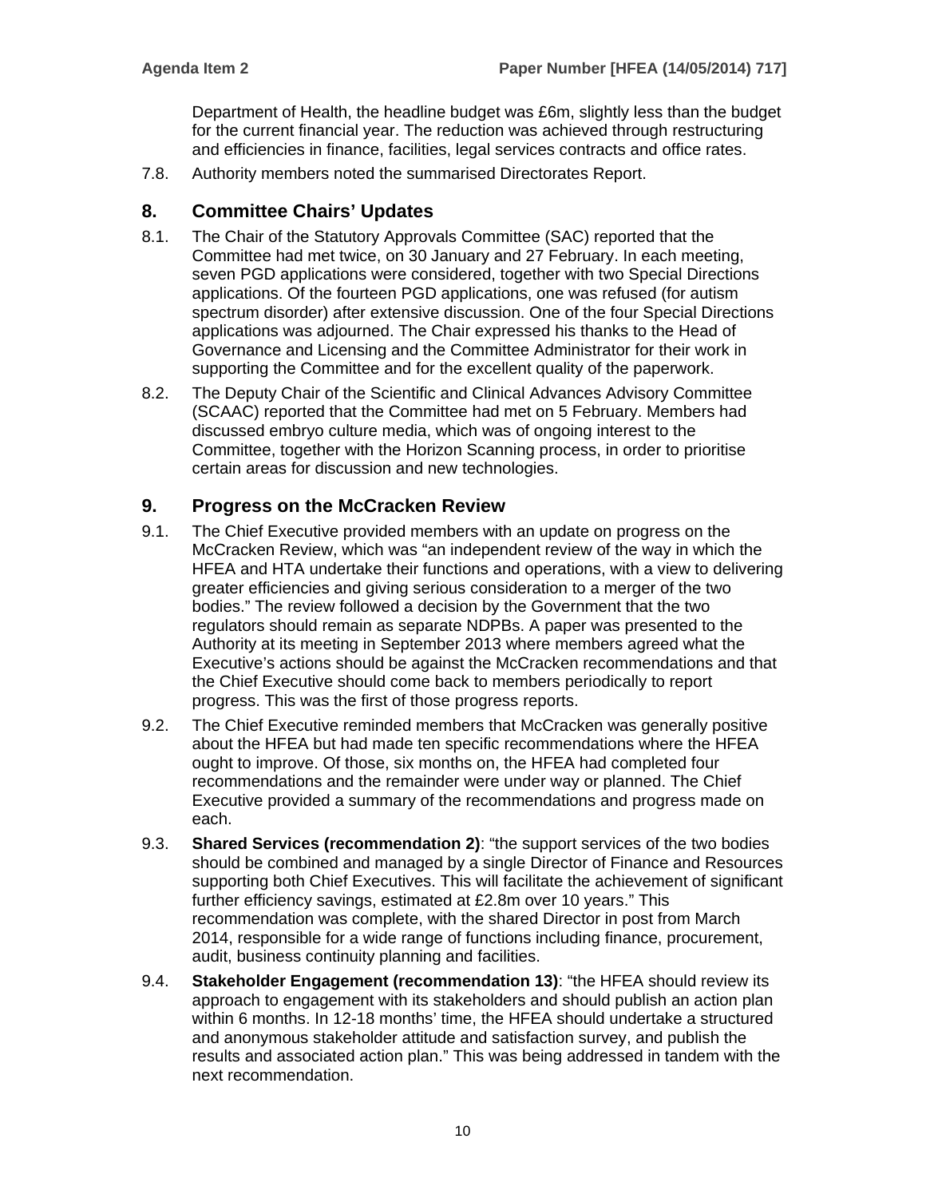Department of Health, the headline budget was £6m, slightly less than the budget for the current financial year. The reduction was achieved through restructuring and efficiencies in finance, facilities, legal services contracts and office rates.

7.8. Authority members noted the summarised Directorates Report.

## 8. Committee Chairs' Updates

8.1. The Chair of the Statutory Approvals Committee (SAC) reported that the Committee had met twice, on 30 January and 27 February. In each meeting, seven PGD applications were considered, together with two Special Directions applications. Of the fourteen PGD applications, one was refused (for autism spectrum disorder) after extensive discussion. One of the four Special Directions applications was adjourned. The Chair expressed his thanks to the Head of Governance and Licensing and the Committee Administrator for their work in supporting the Committee and for the excellent quality of the paperwork.

8.2. The Deputy Chair of the Scientific and Clinical Advances Advisory Committee (SCAAC) reported that the Committee had met on 5 February. Members had discussed embryo culture media, which was of ongoing interest to the Committee, together with the Horizon Scanning process, in order to prioritise certain areas for discussion and new technologies.

## 9. Progress on the McCracken Review

9.1. The Chief Executive provided members with an update on progress on the McCracken Review, which was "an independent review of the way in which the HFEA and HTA undertake their functions and operations, with a view to delivering greater efficiencies and giving serious consideration to a merger of the two bodies." The review followed a decision by the Government that the two regulators should remain as separate NDPBs. A paper was presented to the Authority at its meeting in September 2013 where members agreed what the Executive's actions should be against the McCracken recommendations and that the Chief Executive should come back to members periodically to report progress. This was the first of those progress reports.

9.2. The Chief Executive reminded members that McCracken was generally positive about the HFEA but had made ten specific recommendations where the HFEA ought to improve. Of those, six months on, the HFEA had completed four recommendations and the remainder were under way or planned. The Chief Executive provided a summary of the recommendations and progress made on each.

9.3. **Shared Services (recommendation 2)**: "the support services of the two bodies should be combined and managed by a single Director of Finance and Resources supporting both Chief Executives. This will facilitate the achievement of significant further efficiency savings, estimated at £2.8m over 10 years." This recommendation was complete, with the shared Director in post from March 2014, responsible for a wide range of functions including finance, procurement, audit, business continuity planning and facilities.

9.4. **Stakeholder Engagement (recommendation 13)**: "the HFEA should review its approach to engagement with its stakeholders and should publish an action plan within 6 months. In 12-18 months' time, the HFEA should undertake a structured and anonymous stakeholder attitude and satisfaction survey, and publish the results and associated action plan." This was being addressed in tandem with the next recommendation.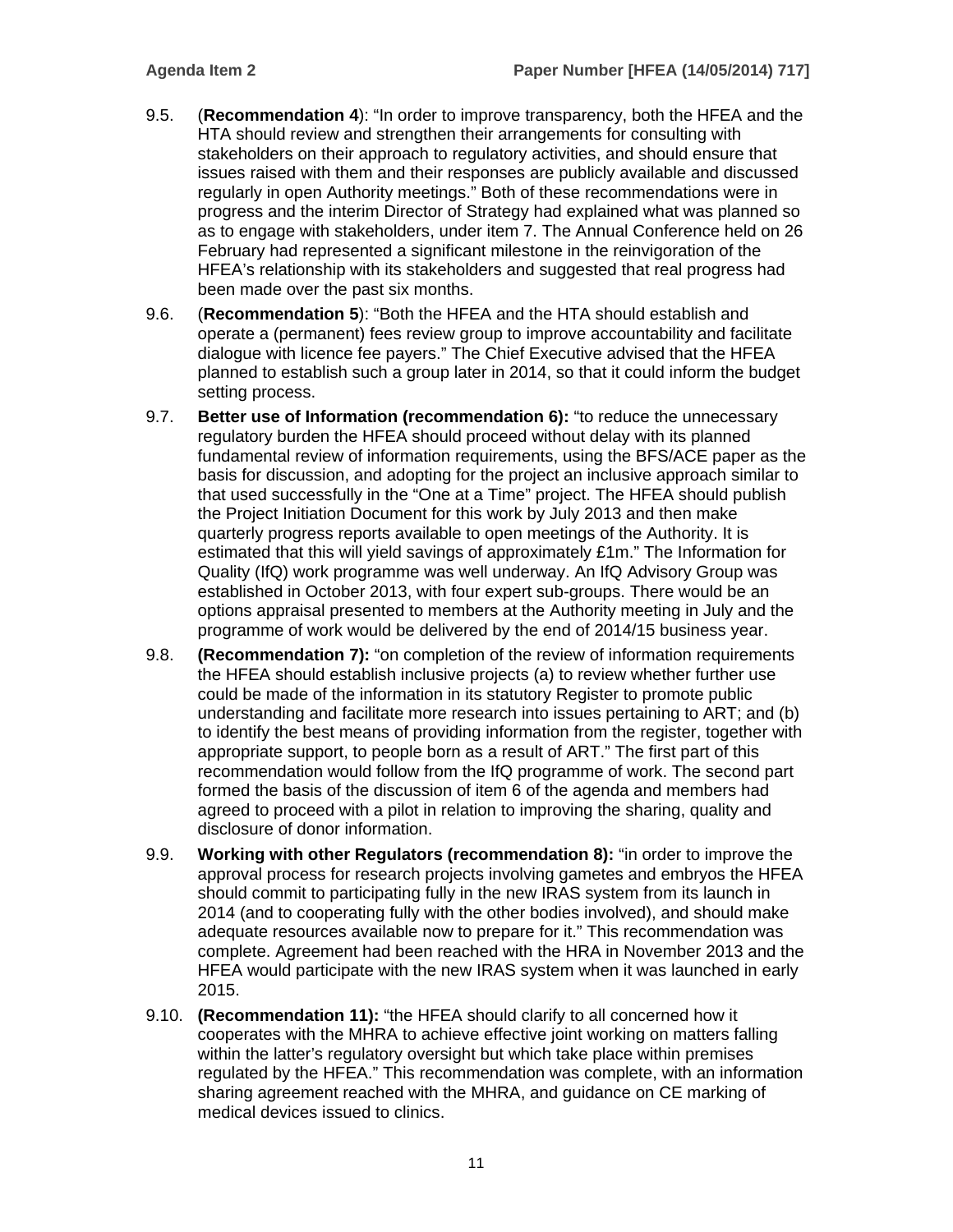9.5. (**Recommendation 4**): "In order to improve transparency, both the HFEA and the HTA should review and strengthen their arrangements for consulting with stakeholders on their approach to regulatory activities, and should ensure that issues raised with them and their responses are publicly available and discussed regularly in open Authority meetings." Both of these recommendations were in progress and the interim Director of Strategy had explained what was planned so as to engage with stakeholders, under item 7. The Annual Conference held on 26 February had represented a significant milestone in the reinvigoration of the HFEA's relationship with its stakeholders and suggested that real progress had been made over the past six months.

9.6. (**Recommendation 5**): "Both the HFEA and the HTA should establish and operate a (permanent) fees review group to improve accountability and facilitate dialogue with licence fee payers." The Chief Executive advised that the HFEA planned to establish such a group later in 2014, so that it could inform the budget setting process.

9.7. **Better use of Information (recommendation 6):** "to reduce the unnecessary regulatory burden the HFEA should proceed without delay with its planned fundamental review of information requirements, using the BFS/ACE paper as the basis for discussion, and adopting for the project an inclusive approach similar to that used successfully in the "One at a Time" project. The HFEA should publish the Project Initiation Document for this work by July 2013 and then make quarterly progress reports available to open meetings of the Authority. It is estimated that this will yield savings of approximately £1m." The Information for Quality (IfQ) work programme was well underway. An IfQ Advisory Group was established in October 2013, with four expert sub-groups. There would be an options appraisal presented to members at the Authority meeting in July and the programme of work would be delivered by the end of 2014/15 business year.

9.8. **(Recommendation 7):** "on completion of the review of information requirements the HFEA should establish inclusive projects (a) to review whether further use could be made of the information in its statutory Register to promote public understanding and facilitate more research into issues pertaining to ART; and (b) to identify the best means of providing information from the register, together with appropriate support, to people born as a result of ART." The first part of this recommendation would follow from the IfQ programme of work. The second part formed the basis of the discussion of item 6 of the agenda and members had agreed to proceed with a pilot in relation to improving the sharing, quality and disclosure of donor information.

9.9. **Working with other Regulators (recommendation 8):** "in order to improve the approval process for research projects involving gametes and embryos the HFEA should commit to participating fully in the new IRAS system from its launch in 2014 (and to cooperating fully with the other bodies involved), and should make adequate resources available now to prepare for it." This recommendation was complete. Agreement had been reached with the HRA in November 2013 and the HFEA would participate with the new IRAS system when it was launched in early 2015.

9.10. **(Recommendation 11):** "the HFEA should clarify to all concerned how it cooperates with the MHRA to achieve effective joint working on matters falling within the latter's regulatory oversight but which take place within premises regulated by the HFEA." This recommendation was complete, with an information sharing agreement reached with the MHRA, and guidance on CE marking of medical devices issued to clinics.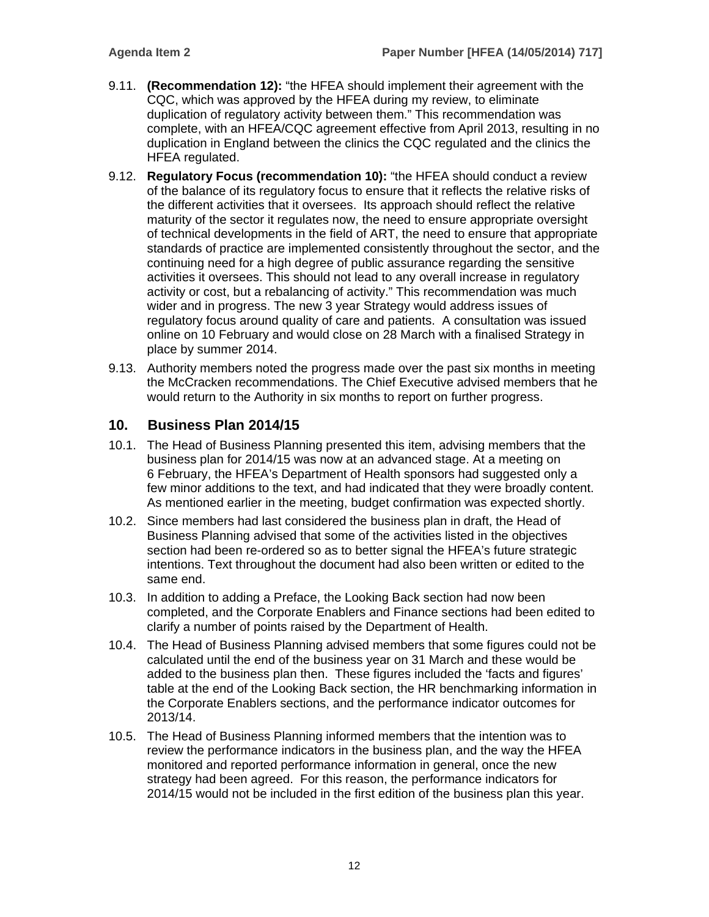9.11. **(Recommendation 12):** "the HFEA should implement their agreement with the CQC, which was approved by the HFEA during my review, to eliminate duplication of regulatory activity between them." This recommendation was complete, with an HFEA/CQC agreement effective from April 2013, resulting in no duplication in England between the clinics the CQC regulated and the clinics the HFEA regulated.

9.12. **Regulatory Focus (recommendation 10):** "the HFEA should conduct a review of the balance of its regulatory focus to ensure that it reflects the relative risks of the different activities that it oversees. Its approach should reflect the relative maturity of the sector it regulates now, the need to ensure appropriate oversight of technical developments in the field of ART, the need to ensure that appropriate standards of practice are implemented consistently throughout the sector, and the continuing need for a high degree of public assurance regarding the sensitive activities it oversees. This should not lead to any overall increase in regulatory activity or cost, but a rebalancing of activity." This recommendation was much wider and in progress. The new 3 year Strategy would address issues of regulatory focus around quality of care and patients. A consultation was issued online on 10 February and would close on 28 March with a finalised Strategy in place by summer 2014.

9.13. Authority members noted the progress made over the past six months in meeting the McCracken recommendations. The Chief Executive advised members that he would return to the Authority in six months to report on further progress.

## 10. Business Plan 2014/15

10.1. The Head of Business Planning presented this item, advising members that the business plan for 2014/15 was now at an advanced stage. At a meeting on 6 February, the HFEA's Department of Health sponsors had suggested only a few minor additions to the text, and had indicated that they were broadly content. As mentioned earlier in the meeting, budget confirmation was expected shortly.

10.2. Since members had last considered the business plan in draft, the Head of Business Planning advised that some of the activities listed in the objectives section had been re-ordered so as to better signal the HFEA's future strategic intentions. Text throughout the document had also been written or edited to the same end.

10.3. In addition to adding a Preface, the Looking Back section had now been completed, and the Corporate Enablers and Finance sections had been edited to clarify a number of points raised by the Department of Health.

10.4. The Head of Business Planning advised members that some figures could not be calculated until the end of the business year on 31 March and these would be added to the business plan then. These figures included the 'facts and figures' table at the end of the Looking Back section, the HR benchmarking information in the Corporate Enablers sections, and the performance indicator outcomes for 2013/14.

10.5. The Head of Business Planning informed members that the intention was to review the performance indicators in the business plan, and the way the HFEA monitored and reported performance information in general, once the new strategy had been agreed. For this reason, the performance indicators for 2014/15 would not be included in the first edition of the business plan this year.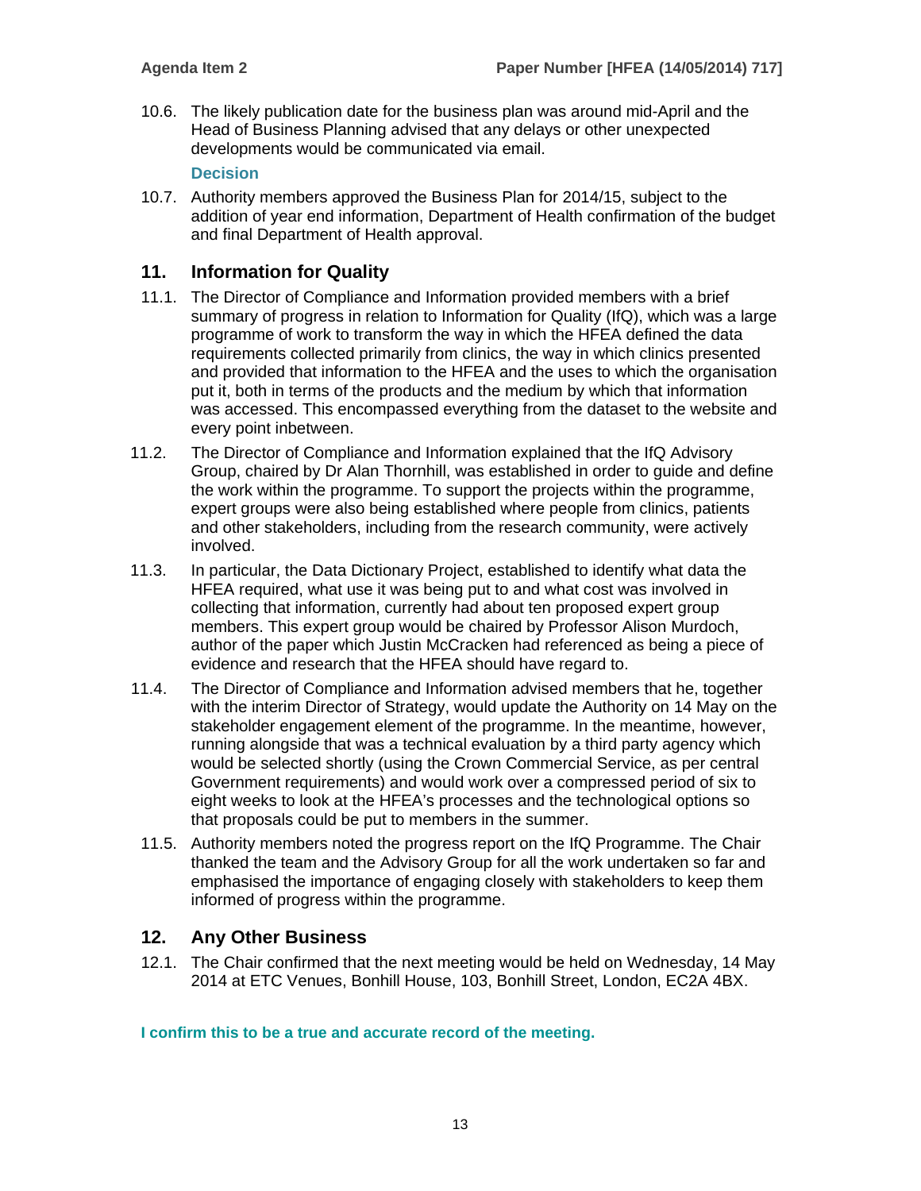10.6. The likely publication date for the business plan was around mid-April and the Head of Business Planning advised that any delays or other unexpected developments would be communicated via email.

**Decision**

10.7. Authority members approved the Business Plan for 2014/15, subject to the addition of year end information, Department of Health confirmation of the budget and final Department of Health approval.

## 11. Information for Quality

11.1. The Director of Compliance and Information provided members with a brief summary of progress in relation to Information for Quality (IfQ), which was a large programme of work to transform the way in which the HFEA defined the data requirements collected primarily from clinics, the way in which clinics presented and provided that information to the HFEA and the uses to which the organisation put it, both in terms of the products and the medium by which that information was accessed. This encompassed everything from the dataset to the website and every point inbetween.

11.2. The Director of Compliance and Information explained that the IfQ Advisory Group, chaired by Dr Alan Thornhill, was established in order to guide and define the work within the programme. To support the projects within the programme, expert groups were also being established where people from clinics, patients and other stakeholders, including from the research community, were actively involved.

11.3. In particular, the Data Dictionary Project, established to identify what data the HFEA required, what use it was being put to and what cost was involved in collecting that information, currently had about ten proposed expert group members. This expert group would be chaired by Professor Alison Murdoch, author of the paper which Justin McCracken had referenced as being a piece of evidence and research that the HFEA should have regard to.

11.4. The Director of Compliance and Information advised members that he, together with the interim Director of Strategy, would update the Authority on 14 May on the stakeholder engagement element of the programme. In the meantime, however, running alongside that was a technical evaluation by a third party agency which would be selected shortly (using the Crown Commercial Service, as per central Government requirements) and would work over a compressed period of six to eight weeks to look at the HFEA's processes and the technological options so that proposals could be put to members in the summer.

11.5. Authority members noted the progress report on the IfQ Programme. The Chair thanked the team and the Advisory Group for all the work undertaken so far and emphasised the importance of engaging closely with stakeholders to keep them informed of progress within the programme.

## 12. Any Other Business

12.1. The Chair confirmed that the next meeting would be held on Wednesday, 14 May 2014 at ETC Venues, Bonhill House, 103, Bonhill Street, London, EC2A 4BX.

**I confirm this to be a true and accurate record of the meeting.**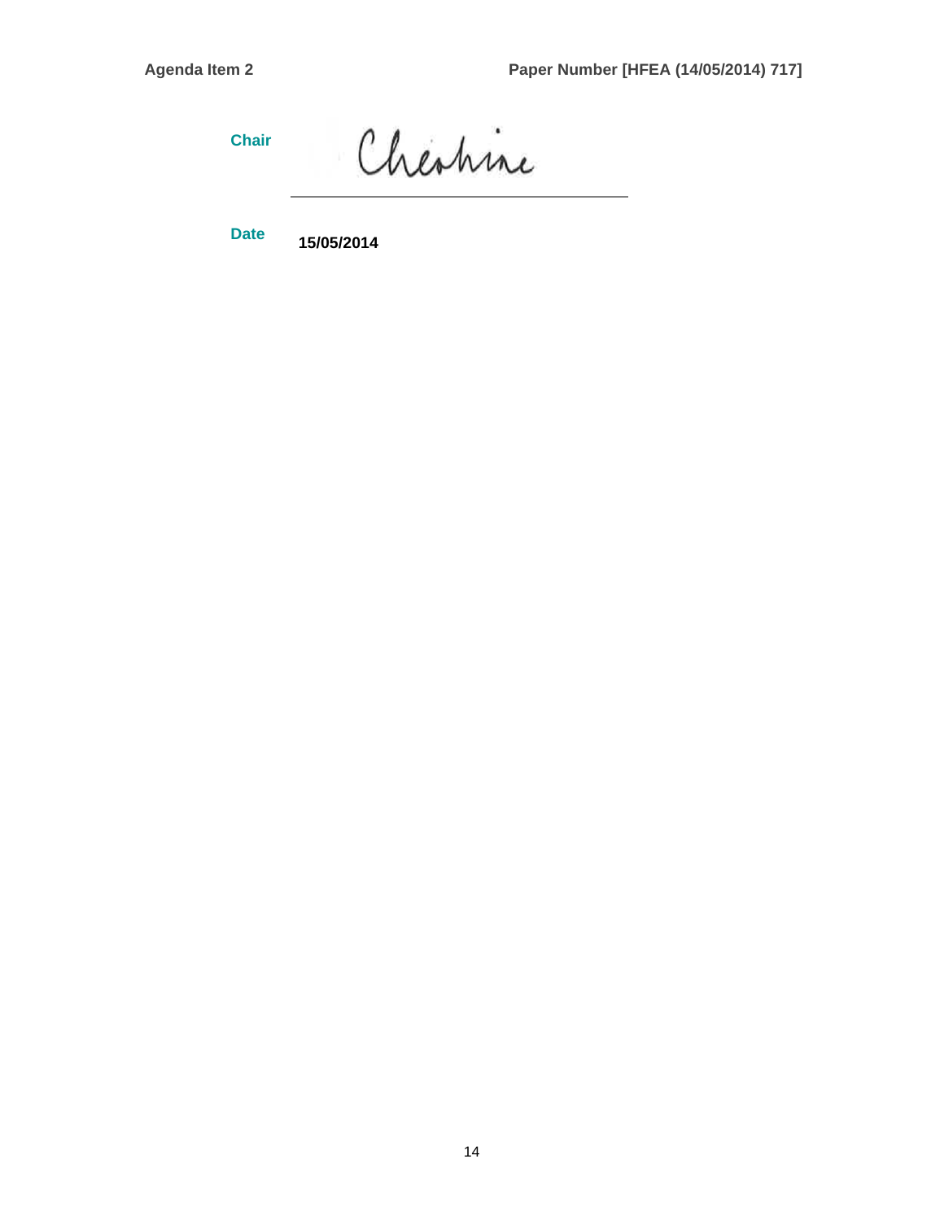**Chair** Cheshire

**Date** 15/05/2014